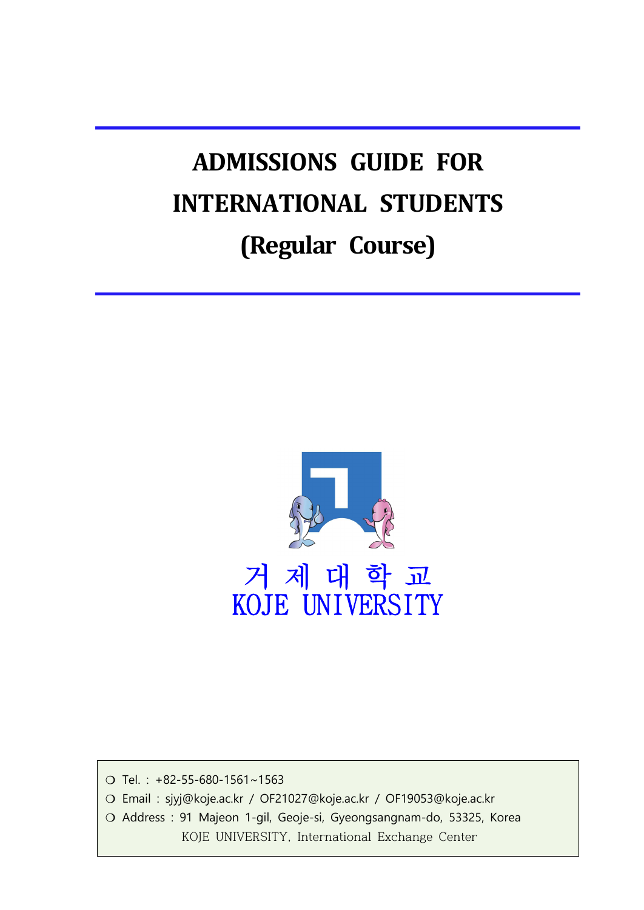# ADMISSIONS GUIDE FOR INTERNATIONAL STUDENTS (Regular Course)

거 제 대 학 교

KOJE UNIVERSITY

- Tel. : +82-55-680-1561~1563
- Email : sjyj@koje.ac.kr / OF21027@koje.ac.kr / OF19053@koje.ac.kr
- Address : 91 Majeon 1-gil, Geoje-si, Gyeongsangnam-do, 53325, Korea
  KOJE UNIVERSITY, International Exchange Center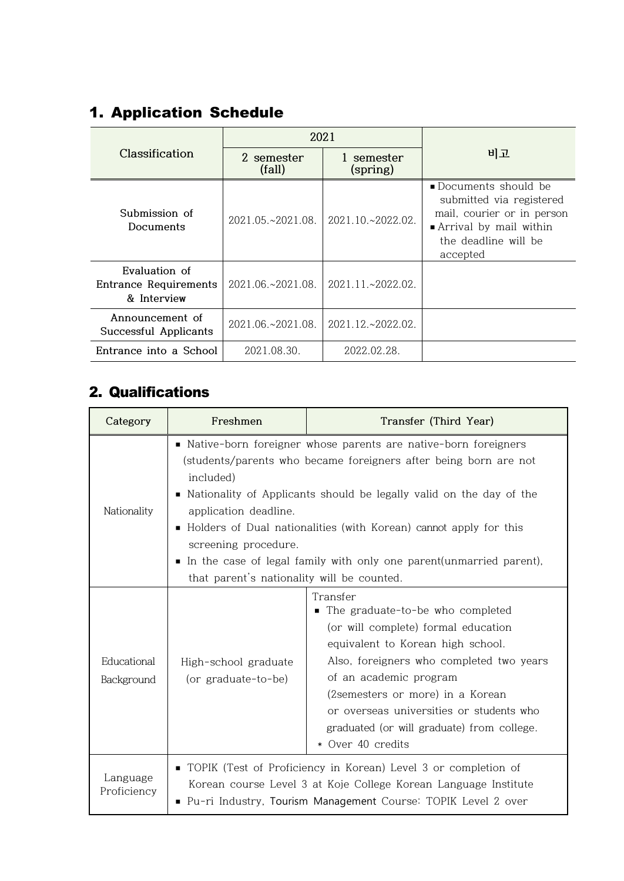## 1. Application Schedule

| Classification | 2021 | | 비고 |
|---|---|---|---|
| | 2 semester (fall) | 1 semester (spring) | |
| Submission of Documents | 2021.05.~2021.08. | 2021.10.~2022.02. | ■ Documents should be submitted via registered mail, courier or in person<br>■ Arrival by mail within the deadline will be accepted |
| Evaluation of Entrance Requirements & Interview | 2021.06.~2021.08. | 2021.11.~2022.02. | |
| Announcement of Successful Applicants | 2021.06.~2021.08. | 2021.12.~2022.02. | |
| Entrance into a School | 2021.08.30. | 2022.02.28. | |

## 2. Qualifications

| Category | Freshmen | Transfer (Third Year) |
|---|---|---|
| Nationality | ■ Native-born foreigner whose parents are native-born foreigners (students/parents who became foreigners after being born are not included)<br>■ Nationality of Applicants should be legally valid on the day of the application deadline.<br>■ Holders of Dual nationalities (with Korean) cannot apply for this screening procedure.<br>■ In the case of legal family with only one parent(unmarried parent), that parent's nationality will be counted. | |
| Educational Background | High-school graduate (or graduate-to-be) | Transfer<br>■ The graduate-to-be who completed (or will complete) formal education equivalent to Korean high school. Also, foreigners who completed two years of an academic program (2semesters or more) in a Korean or overseas universities or students who graduated (or will graduate) from college.<br>* Over 40 credits |
| Language Proficiency | ■ TOPIK (Test of Proficiency in Korean) Level 3 or completion of Korean course Level 3 at Koje College Korean Language Institute<br>■ Pu-ri Industry, Tourism Management Course: TOPIK Level 2 over | |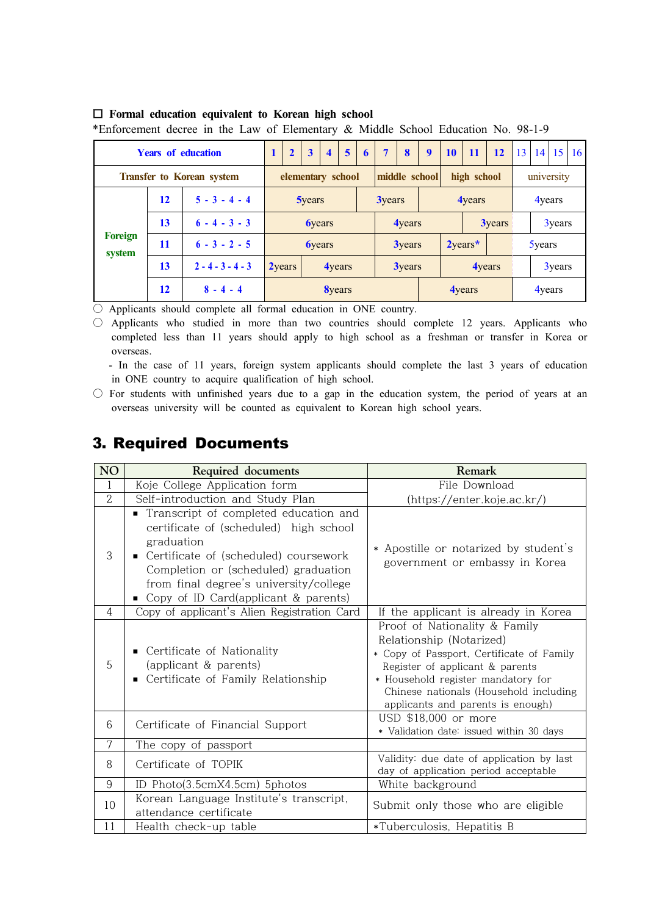☐ **Formal education equivalent to Korean high school**

*Enforcement decree in the Law of Elementary & Middle School Education No. 98-1-9

| **Years of education** | | | **1** | **2** | **3** | **4** | **5** | **6** | **7** | **8** | **9** | **10** | **11** | **12** | 13 | 14 | 15 | 16 |
|---|---|---|---|---|---|---|---|---|---|---|---|---|---|---|---|---|---|---|
| **Transfer to Korean system** | | | **elementary school** | | | | | | **middle school** | | | **high school** | | | university | | | |
| **Foreign system** | **12** | **5 - 3 - 4 - 4** | **5**years | | | | | **3**years | | | **4**years | | | | **4**years | | | |
| | **13** | **6 - 4 - 3 - 3** | **6**years | | | | | | **4**years | | | | **3**years | | | 3years | | |
| | **11** | **6 - 3 - 2 - 5** | **6**years | | | | | | **3**years | | | **2**years* | | | 5years | | | |
| | **13** | **2 - 4 - 3 - 4 - 3** | **2**years | | **4**years | | | | **3**years | | | **4**years | | | | 3years | | |
| | **12** | **8 - 4 - 4** | **8**years | | | | | | | | **4**years | | | | **4**years | | | |

○ Applicants should complete all formal education in ONE country.

○ Applicants who studied in more than two countries should complete 12 years. Applicants who completed less than 11 years should apply to high school as a freshman or transfer in Korea or overseas.

- In the case of 11 years, foreign system applicants should complete the last 3 years of education in ONE country to acquire qualification of high school.

○ For students with unfinished years due to a gap in the education system, the period of years at an overseas university will be counted as equivalent to Korean high school years.

## 3. Required Documents

| NO | Required documents | Remark |
|---|---|---|
| 1 | Koje College Application form | File Download (https://enter.koje.ac.kr/) |
| 2 | Self-introduction and Study Plan | |
| 3 | ▪ Transcript of completed education and certificate of (scheduled) high school graduation<br>▪ Certificate of (scheduled) coursework Completion or (scheduled) graduation from final degree's university/college<br>▪ Copy of ID Card(applicant & parents) | * Apostille or notarized by student's government or embassy in Korea |
| 4 | Copy of applicant's Alien Registration Card | If the applicant is already in Korea |
| 5 | ▪ Certificate of Nationality (applicant & parents)<br>▪ Certificate of Family Relationship | Proof of Nationality & Family Relationship (Notarized)<br>* Copy of Passport, Certificate of Family Register of applicant & parents<br>* Household register mandatory for Chinese nationals (Household including applicants and parents is enough) |
| 6 | Certificate of Financial Support | USD $18,000 or more<br>* Validation date: issued within 30 days |
| 7 | The copy of passport | |
| 8 | Certificate of TOPIK | Validity: due date of application by last day of application period acceptable |
| 9 | ID Photo(3.5cmX4.5cm) 5photos | White background |
| 10 | Korean Language Institute's transcript, attendance certificate | Submit only those who are eligible |
| 11 | Health check-up table | *Tuberculosis, Hepatitis B |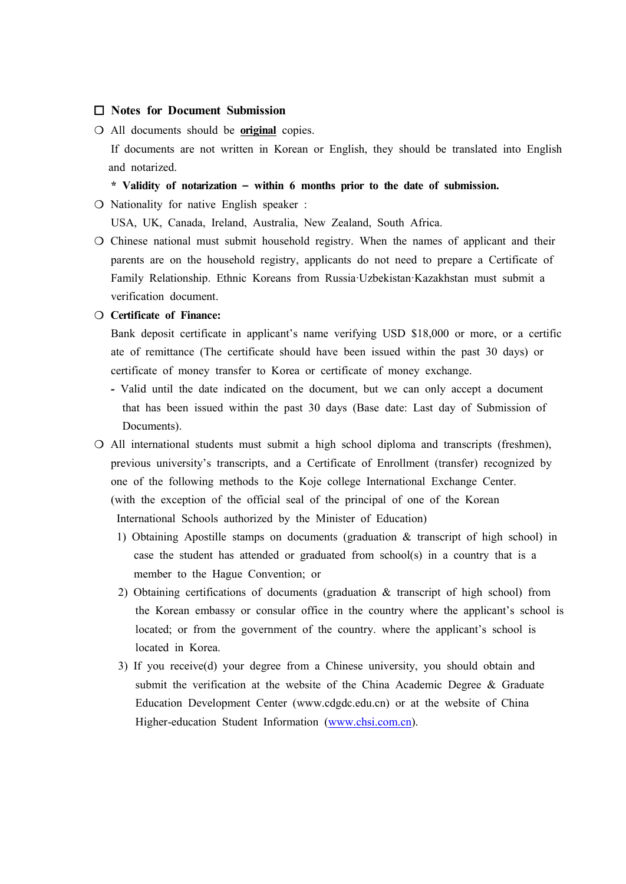## ☐ Notes for Document Submission

- ❍ All documents should be **original** copies.

  If documents are not written in Korean or English, they should be translated into English and notarized.

  **\* Validity of notarization – within 6 months prior to the date of submission.**

- ❍ Nationality for native English speaker :

  USA, UK, Canada, Ireland, Australia, New Zealand, South Africa.

- ❍ Chinese national must submit household registry. When the names of applicant and their parents are on the household registry, applicants do not need to prepare a Certificate of Family Relationship. Ethnic Koreans from Russia·Uzbekistan·Kazakhstan must submit a verification document.

- ❍ **Certificate of Finance:**

  Bank deposit certificate in applicant's name verifying USD $18,000 or more, or a certificate of remittance (The certificate should have been issued within the past 30 days) or certificate of money transfer to Korea or certificate of money exchange.

  - Valid until the date indicated on the document, but we can only accept a document that has been issued within the past 30 days (Base date: Last day of Submission of Documents).

- ❍ All international students must submit a high school diploma and transcripts (freshmen), previous university's transcripts, and a Certificate of Enrollment (transfer) recognized by one of the following methods to the Koje college International Exchange Center. (with the exception of the official seal of the principal of one of the Korean International Schools authorized by the Minister of Education)

  1) Obtaining Apostille stamps on documents (graduation & transcript of high school) in case the student has attended or graduated from school(s) in a country that is a member to the Hague Convention; or

  2) Obtaining certifications of documents (graduation & transcript of high school) from the Korean embassy or consular office in the country where the applicant's school is located; or from the government of the country. where the applicant's school is located in Korea.

  3) If you receive(d) your degree from a Chinese university, you should obtain and submit the verification at the website of the China Academic Degree & Graduate Education Development Center (www.cdgdc.edu.cn) or at the website of China Higher-education Student Information (www.chsi.com.cn).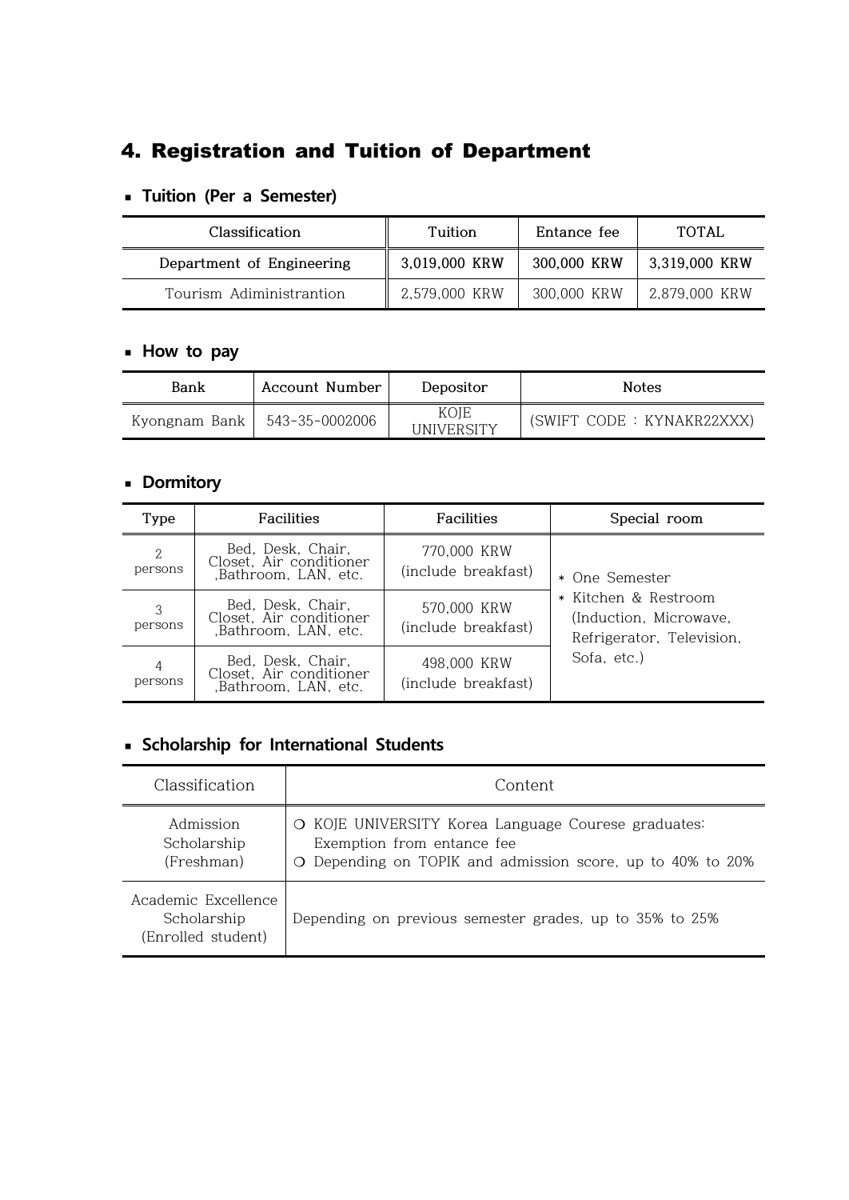# 4. Registration and Tuition of Department

- **Tuition (Per a Semester)**

| Classification | Tuition | Entance fee | TOTAL |
|---|---|---|---|
| Department of Engineering | 3,019,000 KRW | 300,000 KRW | 3,319,000 KRW |
| Tourism Adiministrantion | 2,579,000 KRW | 300,000 KRW | 2,879,000 KRW |

- **How to pay**

| Bank | Account Number | Depositor | Notes |
|---|---|---|---|
| Kyongnam Bank | 543-35-0002006 | KOJE UNIVERSITY | (SWIFT CODE : KYNAKR22XXX) |

- **Dormitory**

| Type | Facilities | Facilities | Special room |
|---|---|---|---|
| 2 persons | Bed, Desk, Chair, Closet, Air conditioner ,Bathroom, LAN, etc. | 770,000 KRW (include breakfast) | * One Semester<br>* Kitchen & Restroom (Induction, Microwave, Refrigerator, Television, Sofa, etc.) |
| 3 persons | Bed, Desk, Chair, Closet, Air conditioner ,Bathroom, LAN, etc. | 570,000 KRW (include breakfast) | |
| 4 persons | Bed, Desk, Chair, Closet, Air conditioner ,Bathroom, LAN, etc. | 498,000 KRW (include breakfast) | |

- **Scholarship for International Students**

| Classification | Content |
|---|---|
| Admission Scholarship (Freshman) | ❍ KOJE UNIVERSITY Korea Language Courese graduates: Exemption from entance fee<br>❍ Depending on TOPIK and admission score, up to 40% to 20% |
| Academic Excellence Scholarship (Enrolled student) | Depending on previous semester grades, up to 35% to 25% |